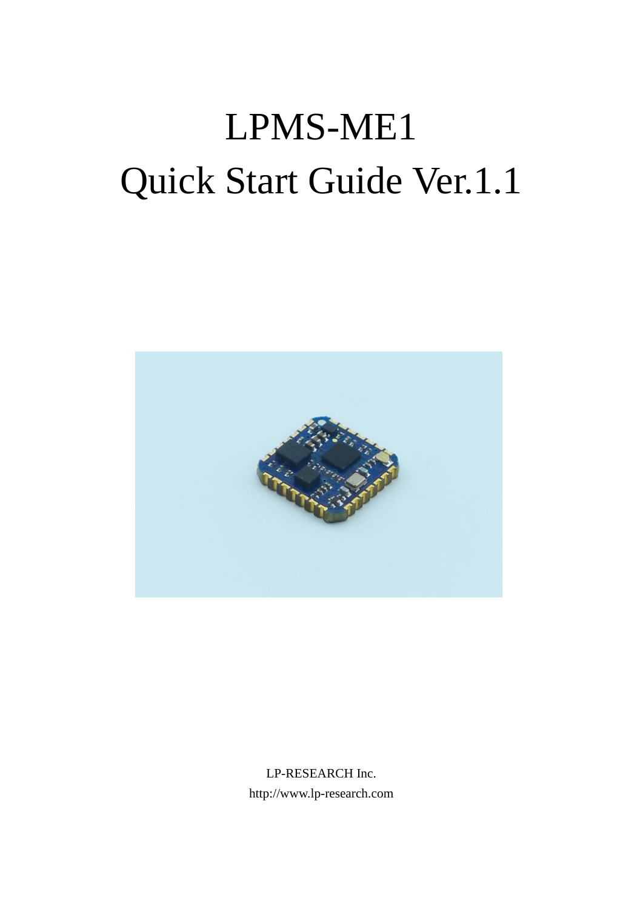# LPMS-ME1

# Quick Start Guide Ver.1.1

LP-RESEARCH Inc.

http://www.lp-research.com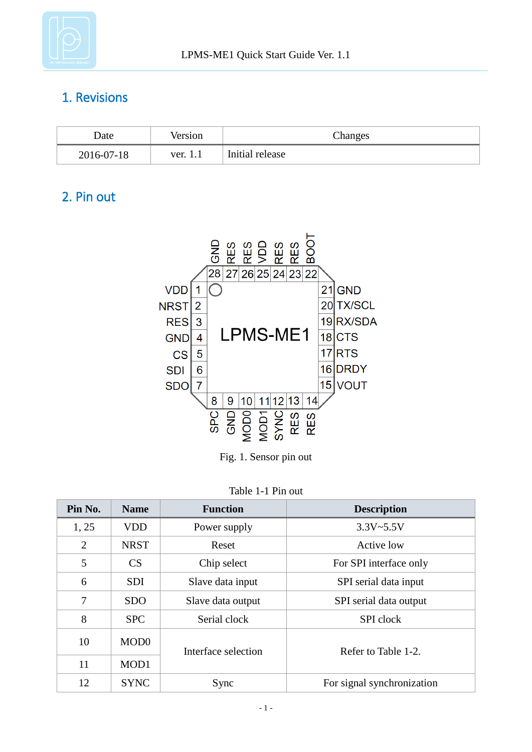## 1. Revisions

| Date | Version | Changes |
|---|---|---|
| 2016-07-18 | ver. 1.1 | Initial release |

## 2. Pin out

Fig. 1. Sensor pin out

Table 1-1 Pin out

| Pin No. | Name | Function | Description |
|---|---|---|---|
| 1, 25 | VDD | Power supply | 3.3V~5.5V |
| 2 | NRST | Reset | Active low |
| 5 | CS | Chip select | For SPI interface only |
| 6 | SDI | Slave data input | SPI serial data input |
| 7 | SDO | Slave data output | SPI serial data output |
| 8 | SPC | Serial clock | SPI clock |
| 10 | MOD0 | Interface selection | Refer to Table 1-2. |
| 11 | MOD1 | | |
| 12 | SYNC | Sync | For signal synchronization |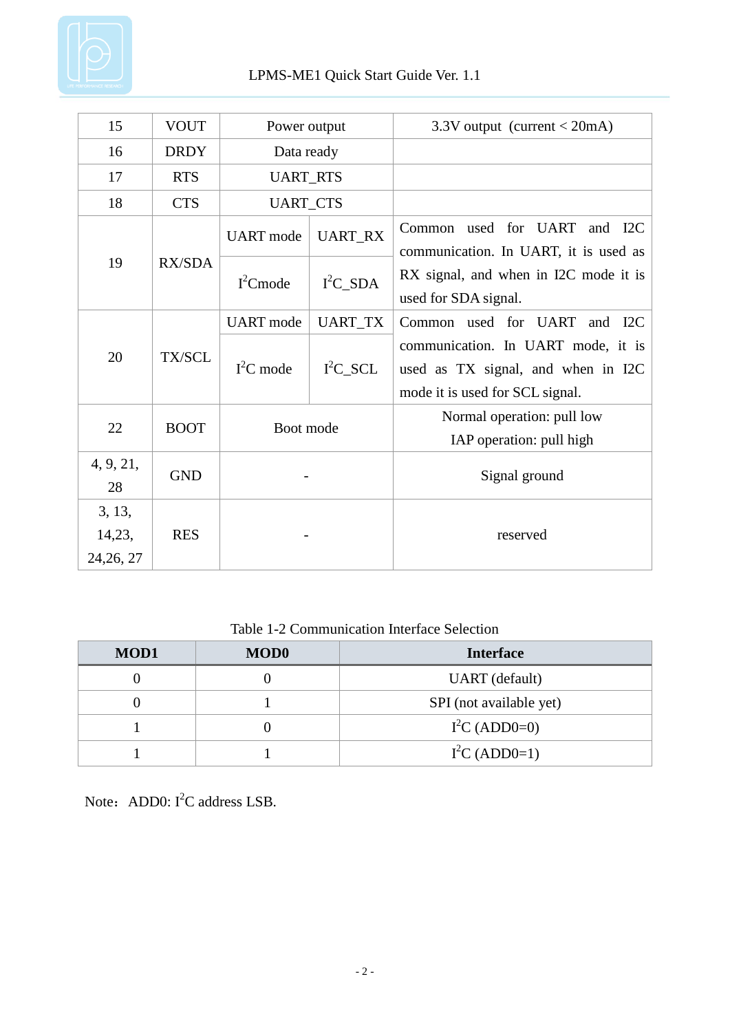| 15 | VOUT | Power output | | 3.3V output (current < 20mA) |
|---|---|---|---|---|
| 16 | DRDY | Data ready | | |
| 17 | RTS | UART_RTS | | |
| 18 | CTS | UART_CTS | | |
| 19 | RX/SDA | UART mode | UART_RX | Common used for UART and I2C communication. In UART, it is used as RX signal, and when in I2C mode it is used for SDA signal. |
| | | $I^2C$mode | $I^2C$_SDA | |
| 20 | TX/SCL | UART mode | UART_TX | Common used for UART and I2C communication. In UART mode, it is used as TX signal, and when in I2C mode it is used for SCL signal. |
| | | $I^2C$ mode | $I^2C$_SCL | |
| 22 | BOOT | Boot mode | | Normal operation: pull low<br>IAP operation: pull high |
| 4, 9, 21, 28 | GND | - | | Signal ground |
| 3, 13, 14,23, 24,26, 27 | RES | - | | reserved |

Table 1-2 Communication Interface Selection

| MOD1 | MOD0 | Interface |
|---|---|---|
| 0 | 0 | UART (default) |
| 0 | 1 | SPI (not available yet) |
| 1 | 0 | $I^2C$ (ADD0=0) |
| 1 | 1 | $I^2C$ (ADD0=1) |

Note：ADD0: $I^2C$ address LSB.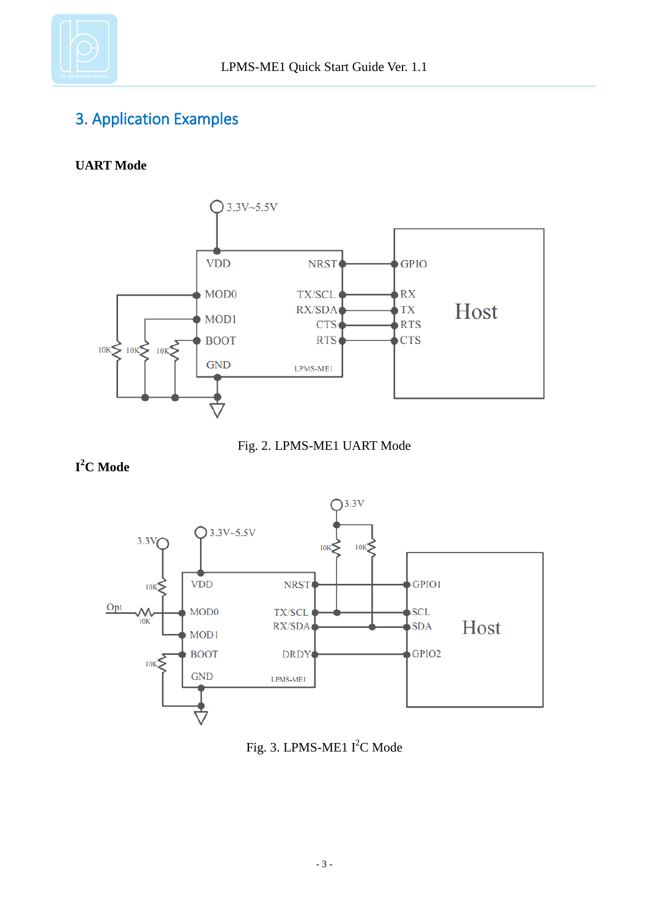## 3. Application Examples

**UART Mode**

Fig. 2. LPMS-ME1 UART Mode

**I²C Mode**

Fig. 3. LPMS-ME1 I²C Mode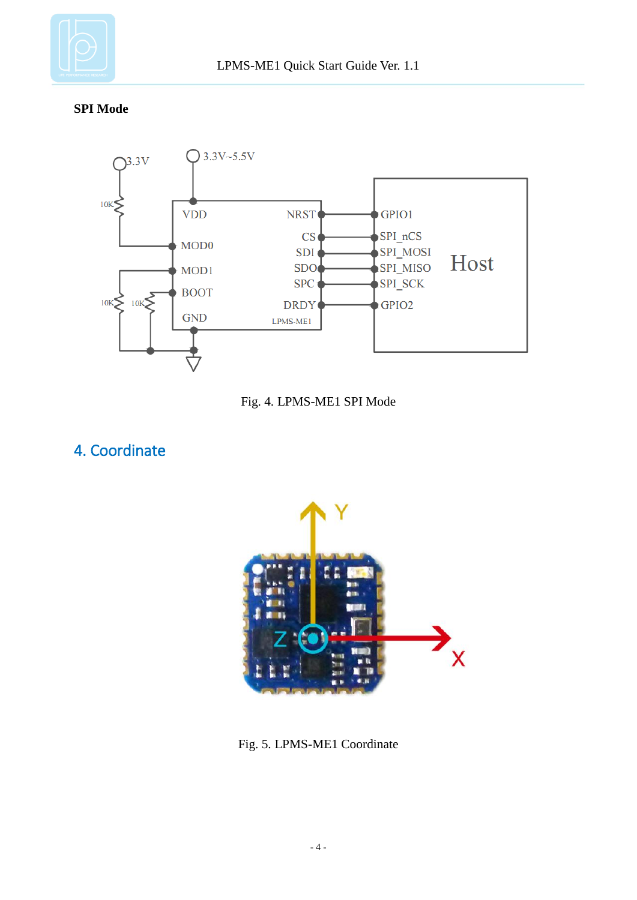**SPI Mode**

Fig. 4. LPMS-ME1 SPI Mode

## 4. Coordinate

Fig. 5. LPMS-ME1 Coordinate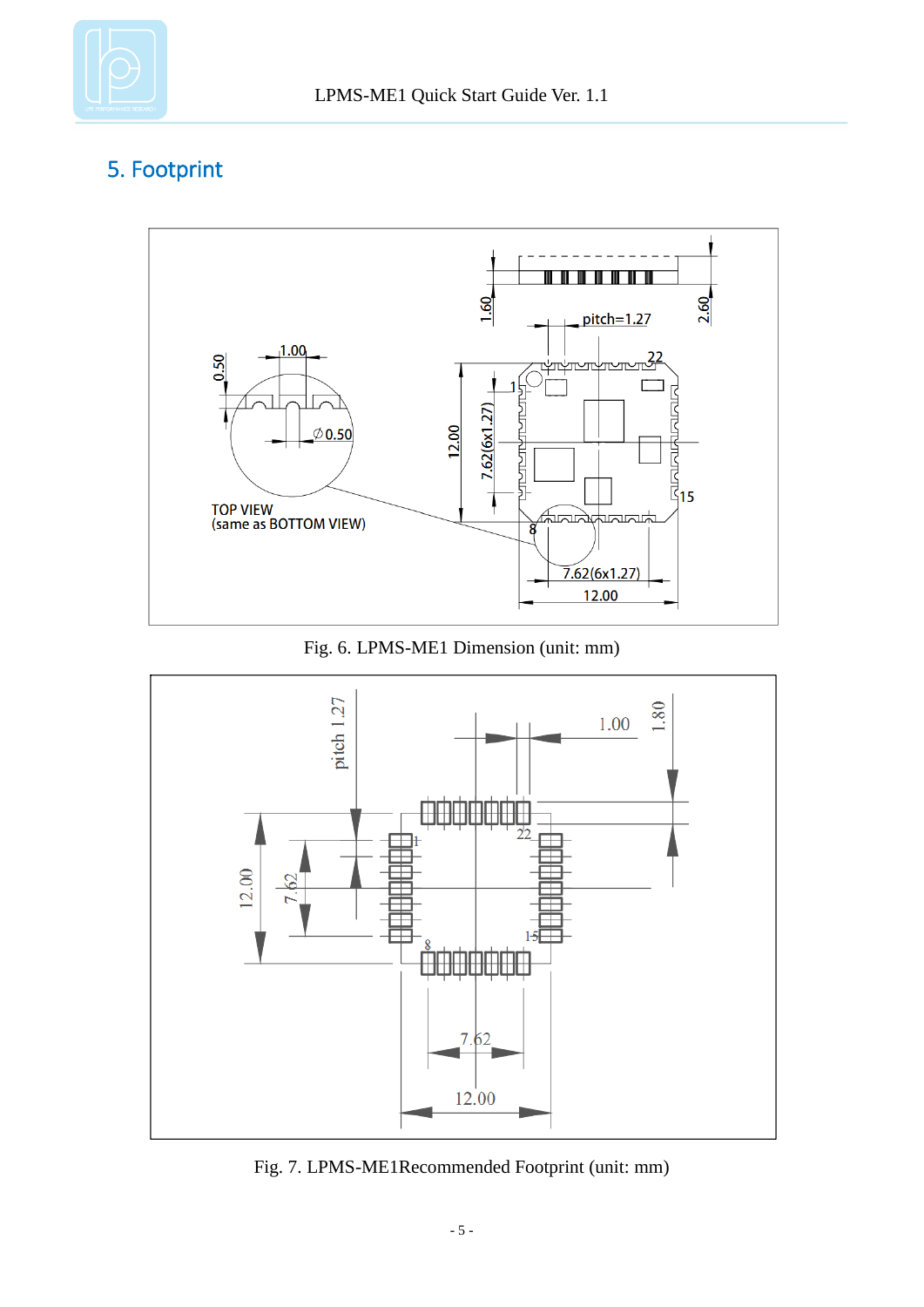## 5. Footprint

Fig. 6. LPMS-ME1 Dimension (unit: mm)

Fig. 7. LPMS-ME1Recommended Footprint (unit: mm)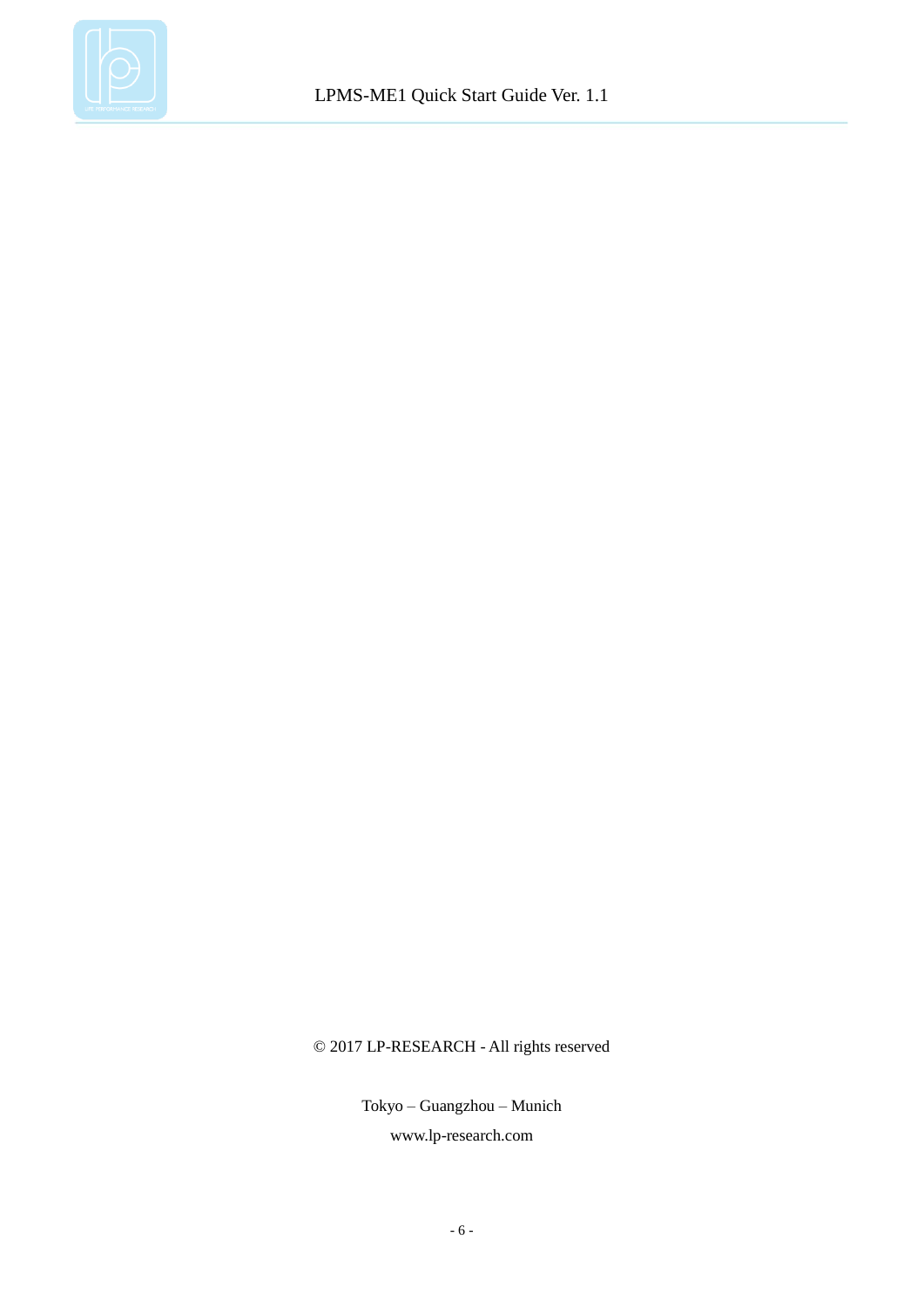© 2017 LP-RESEARCH - All rights reserved

Tokyo – Guangzhou – Munich

www.lp-research.com